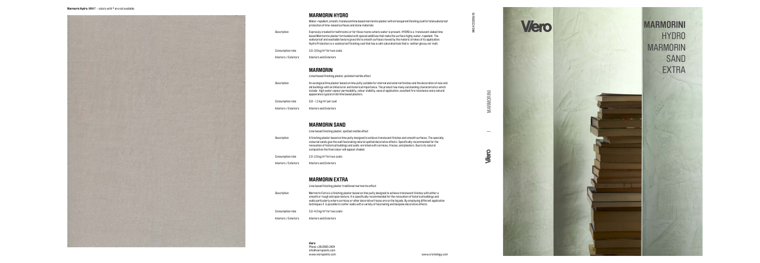**Marmorin Hydro:** M847 - colors with * are not available

## MARMORIN HYDRO

Water-repellent, smooth, translucent lime based marmorino plaster with a transparent finishing coat for total waterproof protection of lime-based surfaces and stone materials

Description: Expressly created for bathrooms or for those rooms where water is present. HYDRO is a translucent slaked lime based Marmorino plaster formulated with special additives that make the surface highly water-repellent. The waterproof and washable texture gives life to smooth surfaces moved by the materic strokes of its application. Hydro Protection is a waterproof finishing coat that has a calm saturated look that is neither glossy nor matt.

Consumption rate: 3,0-3,5 kg/m² for two coats

Interiors / Exteriors: Interiors and Exteriors

## MARMORIN

Limed based finishing plaster, polished marble effect

Description: An ecological lime plaster based on lime putty suitable for internal and external finishes and the decoration of new and old buildings with architectural and historical importance. The product has many outstanding characteristics which include high water vapour permeability, colour stability, ease of application, excellent fire resistance and a natural appearance typical of old lime based plasters.

Consumption rate: 0,9 - 1,2 kg/m² per coat

Interiors / Exteriors: Interiors and Exteriors

## MARMORIN SAND

Lime based finishing plaster, spotted marble effect

Description: A finishing plaster based on lime putty designed to achieve translucent finishes and smooth surfaces. The specially coloured sands give the wall fascinating natural spotted decorative effects. Specifically recommended for the renovation of historical buildings and walls enriched with cornices, friezes, and plasters. Due to its natural composition the final colour will appear shaded.

Consumption rate: 2,0-2,5 kg/m² for two coats

Interiors / Exteriors: Interiors and Exteriors

## MARMORIN EXTRA

Lime based finishing plaster traditional marmorino effect

Description: Marmorin Extra is a finishing plaster based on lime putty designed to achieve translucent finishes with either a smooth or rough and open texture. It is specifically recommended for the renovation of historical buildings and walls particularly where cornices or other decorative friezes are on the façade. By employing different application techniques it is possible to confer walls with a variety of fascinating and bespoke decorative effects.

Consumption rate: 3,0-4,0 kg/m² for two coats

Interiors / Exteriors: Interiors and Exteriors

**Viero**
Phone +39.0583.2424
info@vieropaints.com
www.vieropaints.com

www.cromology.com

MKEX0209516

Viero | MARMORINI

# MARMORINI

HYDRO
MARMORIN
SAND
EXTRA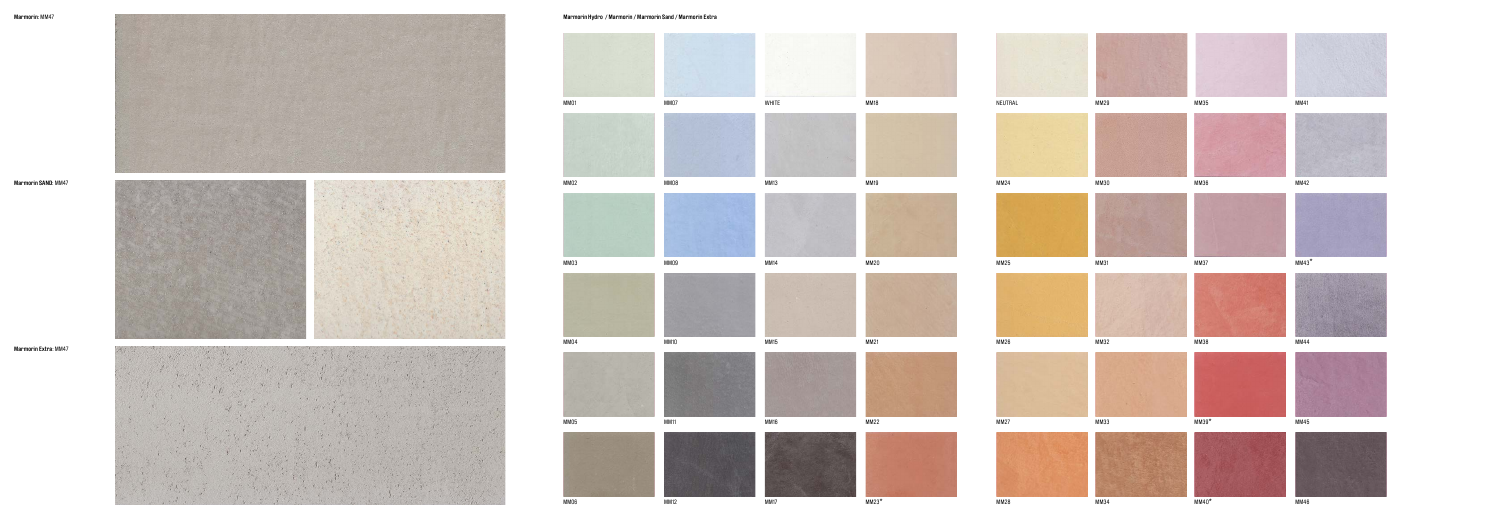Marmorin: MM47

Marmorin SAND: MM47

Marmorin Extra: MM47

Marmorin Hydro / Marmorin / Marmorin Sand / Marmorin Extra

MM01
MM07
WHITE
MM18
NEUTRAL
MM29
MM35
MM41

MM02
MM08
MM13
MM19
MM24
MM30
MM36
MM42

MM03
MM09
MM14
MM20
MM25
MM31
MM37
MM43*

MM04
MM10
MM15
MM21
MM26
MM32
MM38
MM44

MM05
MM11
MM16
MM22
MM27
MM33
MM39*
MM45

MM06
MM12
MM17
MM23*
MM28
MM34
MM40*
MM46